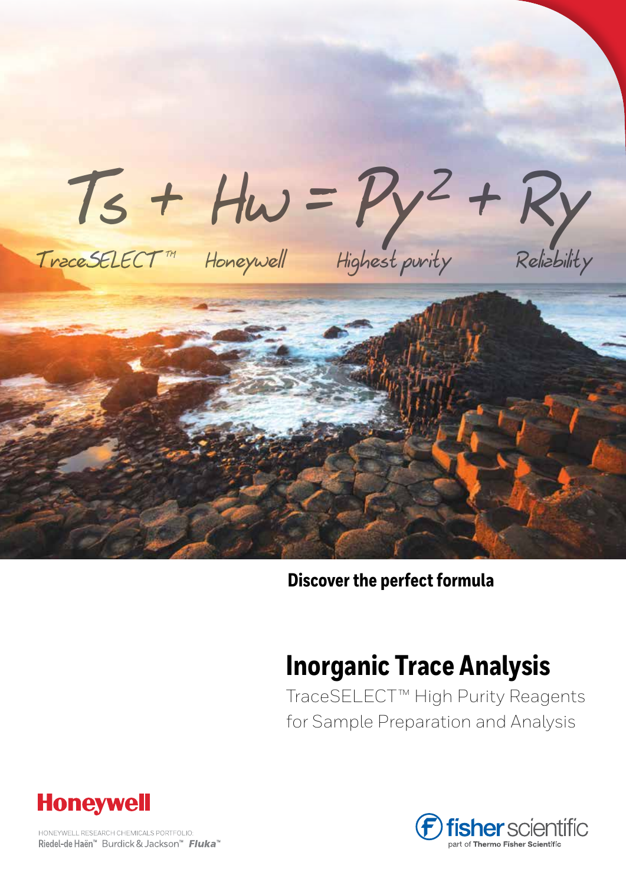$$Ts + Hw = Py^2 + Ry$$

TraceSELECT™ Honeywell Highest purity Reliability

**Discover the perfect formula**

# Inorganic Trace Analysis

TraceSELECT™ High Purity Reagents for Sample Preparation and Analysis

Honeywell

HONEYWELL RESEARCH CHEMICALS PORTFOLIO:
Riedel-de Haën™ Burdick & Jackson™ Fluka™

fisher scientific
part of Thermo Fisher Scientific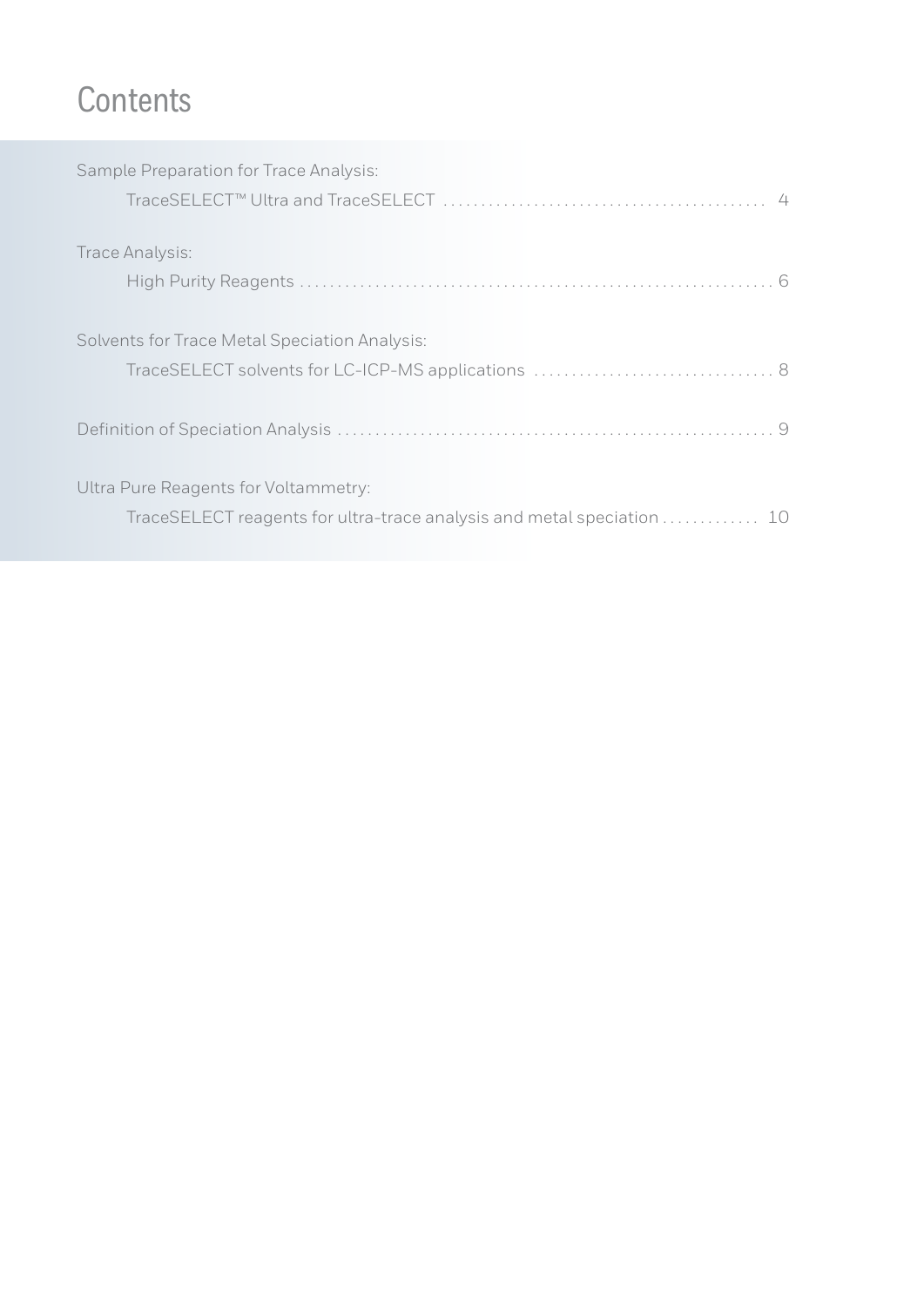# Contents

Sample Preparation for Trace Analysis:

TraceSELECT™ Ultra and TraceSELECT ........ 4

Trace Analysis:

High Purity Reagents ........ 6

Solvents for Trace Metal Speciation Analysis:

TraceSELECT solvents for LC-ICP-MS applications ........ 8

Definition of Speciation Analysis ........ 9

Ultra Pure Reagents for Voltammetry:

TraceSELECT reagents for ultra-trace analysis and metal speciation ........ 10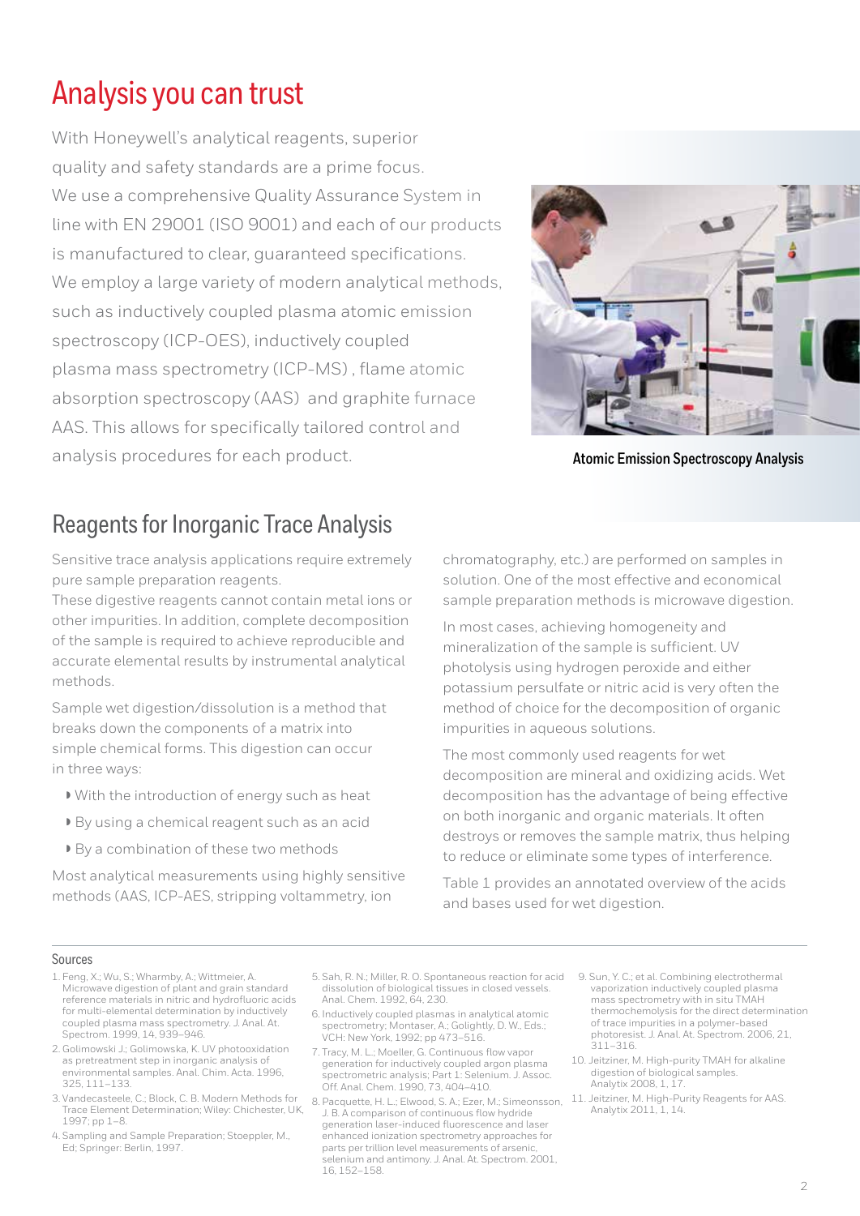# Analysis you can trust

With Honeywell's analytical reagents, superior quality and safety standards are a prime focus. We use a comprehensive Quality Assurance System in line with EN 29001 (ISO 9001) and each of our products is manufactured to clear, guaranteed specifications. We employ a large variety of modern analytical methods, such as inductively coupled plasma atomic emission spectroscopy (ICP-OES), inductively coupled plasma mass spectrometry (ICP-MS) , flame atomic absorption spectroscopy (AAS) and graphite furnace AAS. This allows for specifically tailored control and analysis procedures for each product.

**Atomic Emission Spectroscopy Analysis**

## Reagents for Inorganic Trace Analysis

Sensitive trace analysis applications require extremely pure sample preparation reagents.
These digestive reagents cannot contain metal ions or other impurities. In addition, complete decomposition of the sample is required to achieve reproducible and accurate elemental results by instrumental analytical methods.

Sample wet digestion/dissolution is a method that breaks down the components of a matrix into simple chemical forms. This digestion can occur in three ways:

- With the introduction of energy such as heat
- By using a chemical reagent such as an acid
- By a combination of these two methods

Most analytical measurements using highly sensitive methods (AAS, ICP-AES, stripping voltammetry, ion chromatography, etc.) are performed on samples in solution. One of the most effective and economical sample preparation methods is microwave digestion.

In most cases, achieving homogeneity and mineralization of the sample is sufficient. UV photolysis using hydrogen peroxide and either potassium persulfate or nitric acid is very often the method of choice for the decomposition of organic impurities in aqueous solutions.

The most commonly used reagents for wet decomposition are mineral and oxidizing acids. Wet decomposition has the advantage of being effective on both inorganic and organic materials. It often destroys or removes the sample matrix, thus helping to reduce or eliminate some types of interference.

Table 1 provides an annotated overview of the acids and bases used for wet digestion.

### Sources

1. Feng, X.; Wu, S.; Wharmby, A.; Wittmeier, A. Microwave digestion of plant and grain standard reference materials in nitric and hydrofluoric acids for multi-elemental determination by inductively coupled plasma mass spectrometry. J. Anal. At. Spectrom. 1999, 14, 939–946.
2. Golimowski J.; Golimowska, K. UV photooxidation as pretreatment step in inorganic analysis of environmental samples. Anal. Chim. Acta. 1996, 325, 111–133.
3. Vandecasteele, C.; Block, C. B. Modern Methods for Trace Element Determination; Wiley: Chichester, UK, 1997; pp 1–8.
4. Sampling and Sample Preparation; Stoeppler, M., Ed; Springer: Berlin, 1997.
5. Sah, R. N.; Miller, R. O. Spontaneous reaction for acid dissolution of biological tissues in closed vessels. Anal. Chem. 1992, 64, 230.
6. Inductively coupled plasmas in analytical atomic spectrometry; Montaser, A.; Golightly, D. W., Eds.; VCH: New York, 1992; pp 473–516.
7. Tracy, M. L.; Moeller, G. Continuous flow vapor generation for inductively coupled argon plasma spectrometric analysis; Part 1: Selenium. J. Assoc. Off. Anal. Chem. 1990, 73, 404–410.
8. Pacquette, H. L.; Elwood, S. A.; Ezer, M.; Simeonsson, J. B. A comparison of continuous flow hydride generation laser-induced fluorescence and laser enhanced ionization spectrometry approaches for parts per trillion level measurements of arsenic, selenium and antimony. J. Anal. At. Spectrom. 2001, 16, 152–158.
9. Sun, Y. C.; et al. Combining electrothermal vaporization inductively coupled plasma mass spectrometry with in situ TMAH thermochemolysis for the direct determination of trace impurities in a polymer-based photoresist. J. Anal. At. Spectrom. 2006, 21, 311–316.
10. Jeitziner, M. High-purity TMAH for alkaline digestion of biological samples. Analytix 2008, 1, 17.
11. Jeitziner, M. High-Purity Reagents for AAS. Analytix 2011, 1, 14.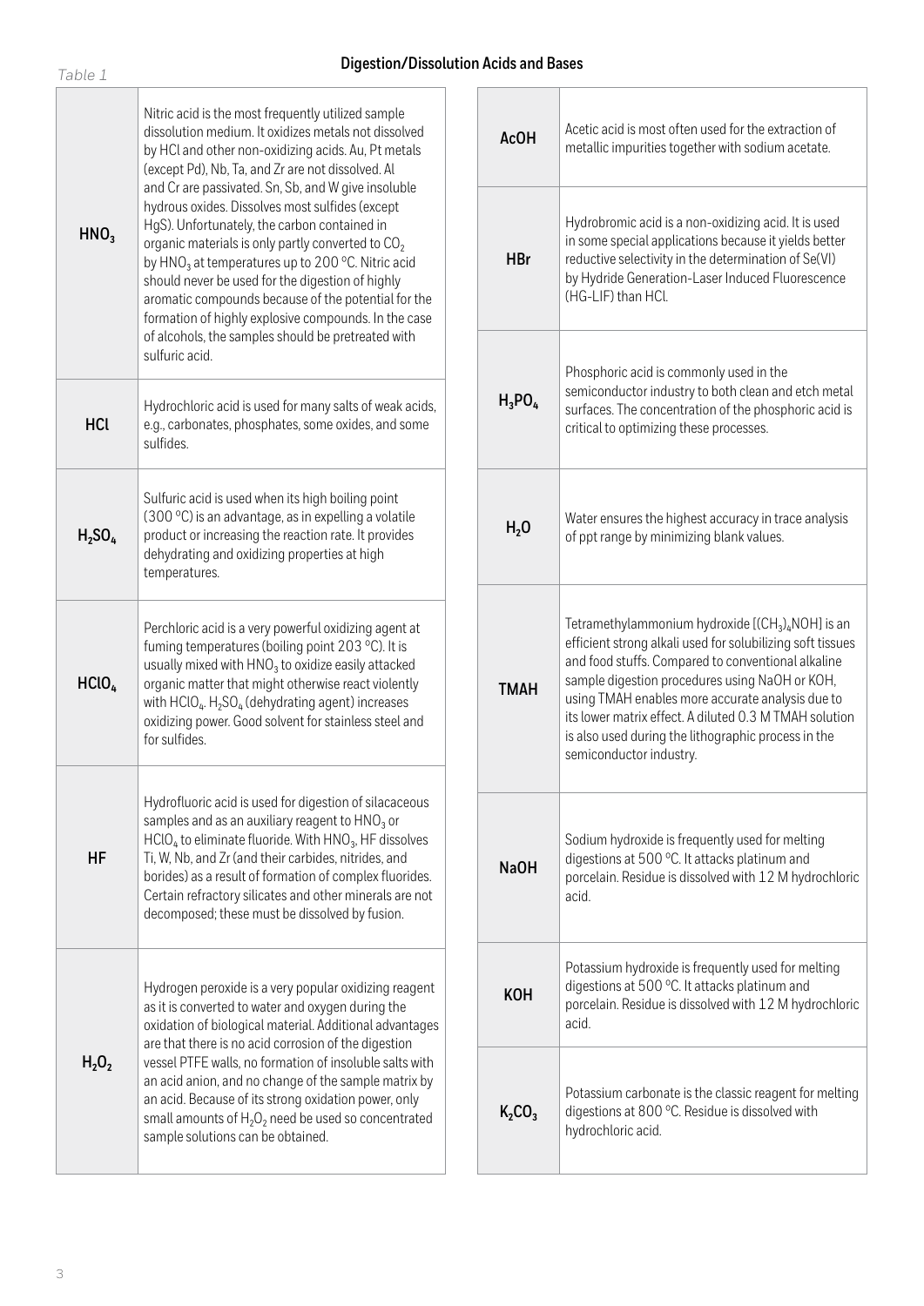Table 1

## Digestion/Dissolution Acids and Bases

| Reagent | Description |
|---|---|
| $HNO_3$ | Nitric acid is the most frequently utilized sample dissolution medium. It oxidizes metals not dissolved by HCl and other non-oxidizing acids. Au, Pt metals (except Pd), Nb, Ta, and Zr are not dissolved. Al and Cr are passivated. Sn, Sb, and W give insoluble hydrous oxides. Dissolves most sulfides (except HgS). Unfortunately, the carbon contained in organic materials is only partly converted to $CO_2$ by $HNO_3$ at temperatures up to 200 °C. Nitric acid should never be used for the digestion of highly aromatic compounds because of the potential for the formation of highly explosive compounds. In the case of alcohols, the samples should be pretreated with sulfuric acid. |
| HCl | Hydrochloric acid is used for many salts of weak acids, e.g., carbonates, phosphates, some oxides, and some sulfides. |
| $H_2SO_4$ | Sulfuric acid is used when its high boiling point (300 °C) is an advantage, as in expelling a volatile product or increasing the reaction rate. It provides dehydrating and oxidizing properties at high temperatures. |
| $HClO_4$ | Perchloric acid is a very powerful oxidizing agent at fuming temperatures (boiling point 203 °C). It is usually mixed with $HNO_3$ to oxidize easily attacked organic matter that might otherwise react violently with $HClO_4$. $H_2SO_4$ (dehydrating agent) increases oxidizing power. Good solvent for stainless steel and for sulfides. |
| HF | Hydrofluoric acid is used for digestion of silacaceous samples and as an auxiliary reagent to $HNO_3$ or $HClO_4$ to eliminate fluoride. With $HNO_3$, HF dissolves Ti, W, Nb, and Zr (and their carbides, nitrides, and borides) as a result of formation of complex fluorides. Certain refractory silicates and other minerals are not decomposed; these must be dissolved by fusion. |
| $H_2O_2$ | Hydrogen peroxide is a very popular oxidizing reagent as it is converted to water and oxygen during the oxidation of biological material. Additional advantages are that there is no acid corrosion of the digestion vessel PTFE walls, no formation of insoluble salts with an acid anion, and no change of the sample matrix by an acid. Because of its strong oxidation power, only small amounts of $H_2O_2$ need be used so concentrated sample solutions can be obtained. |
| AcOH | Acetic acid is most often used for the extraction of metallic impurities together with sodium acetate. |
| HBr | Hydrobromic acid is a non-oxidizing acid. It is used in some special applications because it yields better reductive selectivity in the determination of Se(VI) by Hydride Generation-Laser Induced Fluorescence (HG-LIF) than HCl. |
| $H_3PO_4$ | Phosphoric acid is commonly used in the semiconductor industry to both clean and etch metal surfaces. The concentration of the phosphoric acid is critical to optimizing these processes. |
| $H_2O$ | Water ensures the highest accuracy in trace analysis of ppt range by minimizing blank values. |
| TMAH | Tetramethylammonium hydroxide [$(CH_3)_4NOH$] is an efficient strong alkali used for solubilizing soft tissues and food stuffs. Compared to conventional alkaline sample digestion procedures using NaOH or KOH, using TMAH enables more accurate analysis due to its lower matrix effect. A diluted 0.3 M TMAH solution is also used during the lithographic process in the semiconductor industry. |
| NaOH | Sodium hydroxide is frequently used for melting digestions at 500 °C. It attacks platinum and porcelain. Residue is dissolved with 12 M hydrochloric acid. |
| KOH | Potassium hydroxide is frequently used for melting digestions at 500 °C. It attacks platinum and porcelain. Residue is dissolved with 12 M hydrochloric acid. |
| $K_2CO_3$ | Potassium carbonate is the classic reagent for melting digestions at 800 °C. Residue is dissolved with hydrochloric acid. |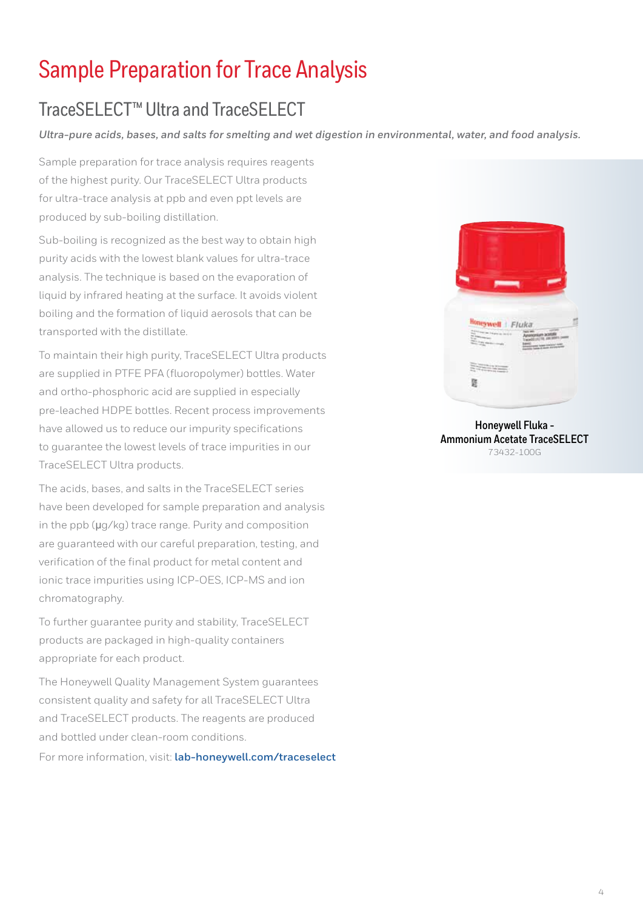# Sample Preparation for Trace Analysis

## TraceSELECT™ Ultra and TraceSELECT

***Ultra-pure acids, bases, and salts for smelting and wet digestion in environmental, water, and food analysis.***

Sample preparation for trace analysis requires reagents of the highest purity. Our TraceSELECT Ultra products for ultra-trace analysis at ppb and even ppt levels are produced by sub-boiling distillation.

Sub-boiling is recognized as the best way to obtain high purity acids with the lowest blank values for ultra-trace analysis. The technique is based on the evaporation of liquid by infrared heating at the surface. It avoids violent boiling and the formation of liquid aerosols that can be transported with the distillate.

To maintain their high purity, TraceSELECT Ultra products are supplied in PTFE PFA (fluoropolymer) bottles. Water and ortho-phosphoric acid are supplied in especially pre-leached HDPE bottles. Recent process improvements have allowed us to reduce our impurity specifications to guarantee the lowest levels of trace impurities in our TraceSELECT Ultra products.

The acids, bases, and salts in the TraceSELECT series have been developed for sample preparation and analysis in the ppb (µg/kg) trace range. Purity and composition are guaranteed with our careful preparation, testing, and verification of the final product for metal content and ionic trace impurities using ICP-OES, ICP-MS and ion chromatography.

To further guarantee purity and stability, TraceSELECT products are packaged in high-quality containers appropriate for each product.

The Honeywell Quality Management System guarantees consistent quality and safety for all TraceSELECT Ultra and TraceSELECT products. The reagents are produced and bottled under clean-room conditions.

For more information, visit: **lab-honeywell.com/traceselect**

**Honeywell Fluka - Ammonium Acetate TraceSELECT**
73432-100G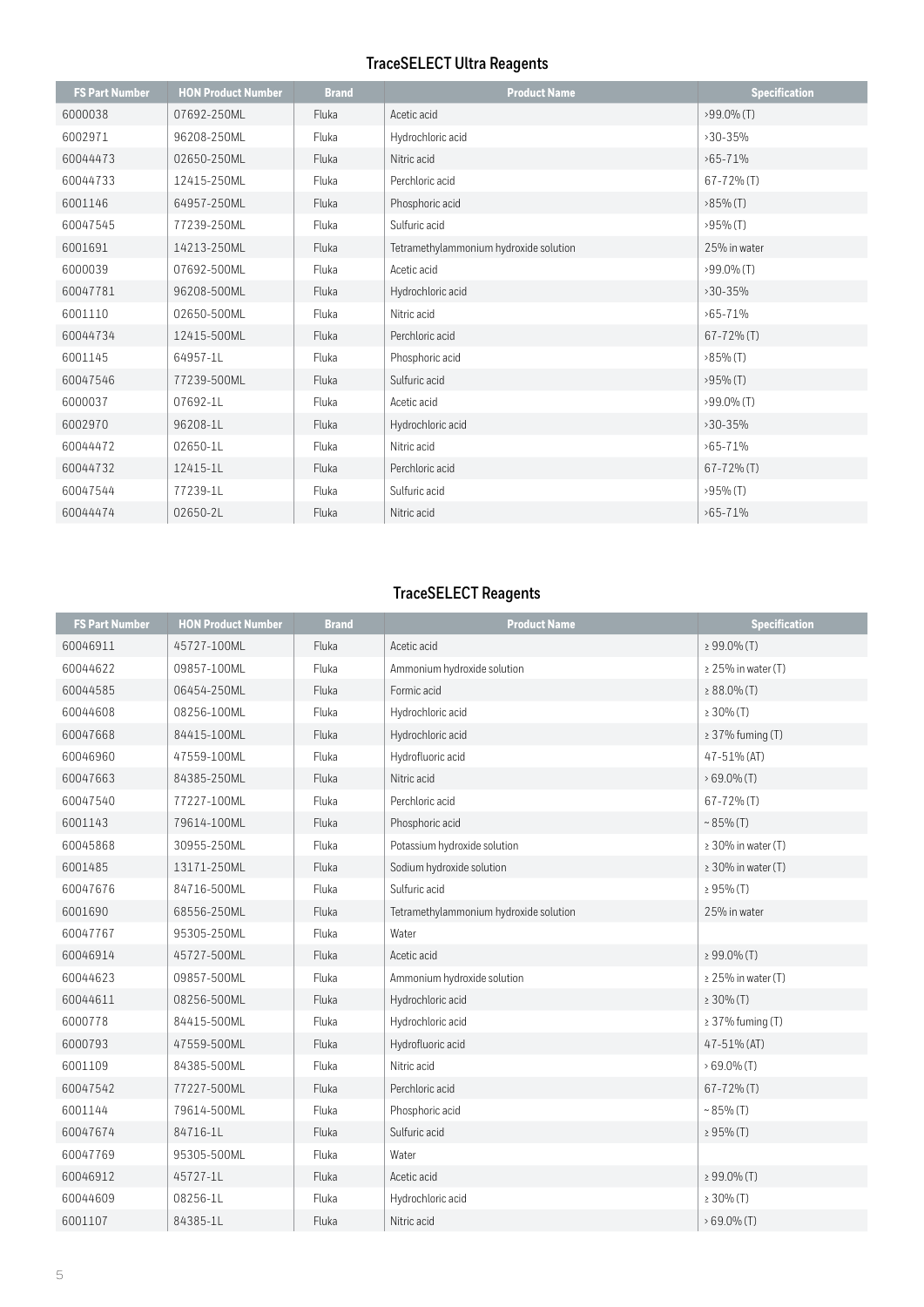## TraceSELECT Ultra Reagents

| FS Part Number | HON Product Number | Brand | Product Name | Specification |
|---|---|---|---|---|
| 6000038 | 07692-250ML | Fluka | Acetic acid | >99.0% (T) |
| 6002971 | 96208-250ML | Fluka | Hydrochloric acid | >30-35% |
| 60044473 | 02650-250ML | Fluka | Nitric acid | >65-71% |
| 60044733 | 12415-250ML | Fluka | Perchloric acid | 67-72% (T) |
| 6001146 | 64957-250ML | Fluka | Phosphoric acid | >85% (T) |
| 60047545 | 77239-250ML | Fluka | Sulfuric acid | >95% (T) |
| 6001691 | 14213-250ML | Fluka | Tetramethylammonium hydroxide solution | 25% in water |
| 6000039 | 07692-500ML | Fluka | Acetic acid | >99.0% (T) |
| 60047781 | 96208-500ML | Fluka | Hydrochloric acid | >30-35% |
| 6001110 | 02650-500ML | Fluka | Nitric acid | >65-71% |
| 60044734 | 12415-500ML | Fluka | Perchloric acid | 67-72% (T) |
| 6001145 | 64957-1L | Fluka | Phosphoric acid | >85% (T) |
| 60047546 | 77239-500ML | Fluka | Sulfuric acid | >95% (T) |
| 6000037 | 07692-1L | Fluka | Acetic acid | >99.0% (T) |
| 6002970 | 96208-1L | Fluka | Hydrochloric acid | >30-35% |
| 60044472 | 02650-1L | Fluka | Nitric acid | >65-71% |
| 60044732 | 12415-1L | Fluka | Perchloric acid | 67-72% (T) |
| 60047544 | 77239-1L | Fluka | Sulfuric acid | >95% (T) |
| 60044474 | 02650-2L | Fluka | Nitric acid | >65-71% |

## TraceSELECT Reagents

| FS Part Number | HON Product Number | Brand | Product Name | Specification |
|---|---|---|---|---|
| 60046911 | 45727-100ML | Fluka | Acetic acid | ≥ 99.0% (T) |
| 60044622 | 09857-100ML | Fluka | Ammonium hydroxide solution | ≥ 25% in water (T) |
| 60044585 | 06454-250ML | Fluka | Formic acid | ≥ 88.0% (T) |
| 60044608 | 08256-100ML | Fluka | Hydrochloric acid | ≥ 30% (T) |
| 60047668 | 84415-100ML | Fluka | Hydrochloric acid | ≥ 37% fuming (T) |
| 60046960 | 47559-100ML | Fluka | Hydrofluoric acid | 47-51% (AT) |
| 60047663 | 84385-250ML | Fluka | Nitric acid | > 69.0% (T) |
| 60047540 | 77227-100ML | Fluka | Perchloric acid | 67-72% (T) |
| 6001143 | 79614-100ML | Fluka | Phosphoric acid | ~ 85% (T) |
| 60045868 | 30955-250ML | Fluka | Potassium hydroxide solution | ≥ 30% in water (T) |
| 6001485 | 13171-250ML | Fluka | Sodium hydroxide solution | ≥ 30% in water (T) |
| 60047676 | 84716-500ML | Fluka | Sulfuric acid | ≥ 95% (T) |
| 6001690 | 68556-250ML | Fluka | Tetramethylammonium hydroxide solution | 25% in water |
| 60047767 | 95305-250ML | Fluka | Water | |
| 60046914 | 45727-500ML | Fluka | Acetic acid | ≥ 99.0% (T) |
| 60044623 | 09857-500ML | Fluka | Ammonium hydroxide solution | ≥ 25% in water (T) |
| 60044611 | 08256-500ML | Fluka | Hydrochloric acid | ≥ 30% (T) |
| 6000778 | 84415-500ML | Fluka | Hydrochloric acid | ≥ 37% fuming (T) |
| 6000793 | 47559-500ML | Fluka | Hydrofluoric acid | 47-51% (AT) |
| 6001109 | 84385-500ML | Fluka | Nitric acid | > 69.0% (T) |
| 60047542 | 77227-500ML | Fluka | Perchloric acid | 67-72% (T) |
| 6001144 | 79614-500ML | Fluka | Phosphoric acid | ~ 85% (T) |
| 60047674 | 84716-1L | Fluka | Sulfuric acid | ≥ 95% (T) |
| 60047769 | 95305-500ML | Fluka | Water | |
| 60046912 | 45727-1L | Fluka | Acetic acid | ≥ 99.0% (T) |
| 60044609 | 08256-1L | Fluka | Hydrochloric acid | ≥ 30% (T) |
| 6001107 | 84385-1L | Fluka | Nitric acid | > 69.0% (T) |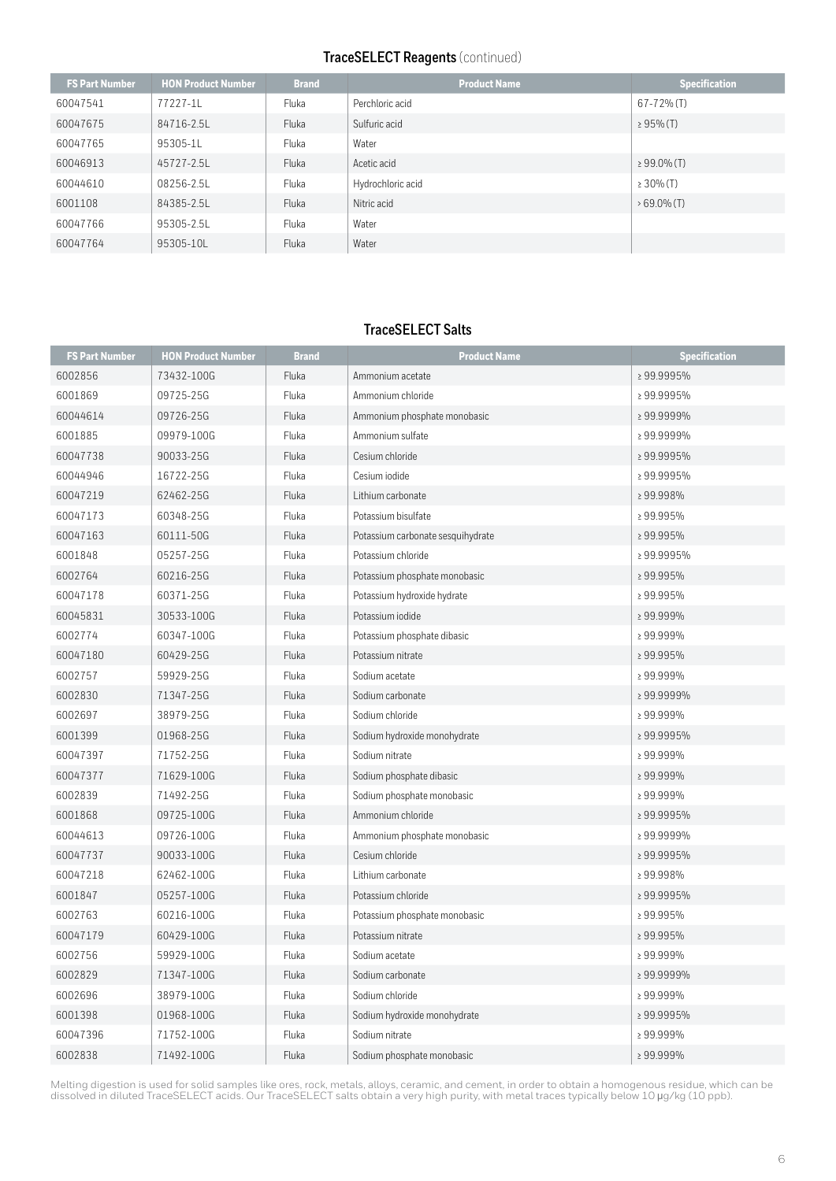## TraceSELECT Reagents (continued)

| FS Part Number | HON Product Number | Brand | Product Name | Specification |
|---|---|---|---|---|
| 60047541 | 77227-1L | Fluka | Perchloric acid | 67-72% (T) |
| 60047675 | 84716-2.5L | Fluka | Sulfuric acid | ≥ 95% (T) |
| 60047765 | 95305-1L | Fluka | Water | |
| 60046913 | 45727-2.5L | Fluka | Acetic acid | ≥ 99.0% (T) |
| 60044610 | 08256-2.5L | Fluka | Hydrochloric acid | ≥ 30% (T) |
| 6001108 | 84385-2.5L | Fluka | Nitric acid | > 69.0% (T) |
| 60047766 | 95305-2.5L | Fluka | Water | |
| 60047764 | 95305-10L | Fluka | Water | |

## TraceSELECT Salts

| FS Part Number | HON Product Number | Brand | Product Name | Specification |
|---|---|---|---|---|
| 6002856 | 73432-100G | Fluka | Ammonium acetate | ≥ 99.9995% |
| 6001869 | 09725-25G | Fluka | Ammonium chloride | ≥ 99.9995% |
| 60044614 | 09726-25G | Fluka | Ammonium phosphate monobasic | ≥ 99.9999% |
| 6001885 | 09979-100G | Fluka | Ammonium sulfate | ≥ 99.9999% |
| 60047738 | 90033-25G | Fluka | Cesium chloride | ≥ 99.9995% |
| 60044946 | 16722-25G | Fluka | Cesium iodide | ≥ 99.9995% |
| 60047219 | 62462-25G | Fluka | Lithium carbonate | ≥ 99.998% |
| 60047173 | 60348-25G | Fluka | Potassium bisulfate | ≥ 99.995% |
| 60047163 | 60111-50G | Fluka | Potassium carbonate sesquihydrate | ≥ 99.995% |
| 6001848 | 05257-25G | Fluka | Potassium chloride | ≥ 99.9995% |
| 6002764 | 60216-25G | Fluka | Potassium phosphate monobasic | ≥ 99.995% |
| 60047178 | 60371-25G | Fluka | Potassium hydroxide hydrate | ≥ 99.995% |
| 60045831 | 30533-100G | Fluka | Potassium iodide | ≥ 99.999% |
| 6002774 | 60347-100G | Fluka | Potassium phosphate dibasic | ≥ 99.999% |
| 60047180 | 60429-25G | Fluka | Potassium nitrate | ≥ 99.995% |
| 6002757 | 59929-25G | Fluka | Sodium acetate | ≥ 99.999% |
| 6002830 | 71347-25G | Fluka | Sodium carbonate | ≥ 99.9999% |
| 6002697 | 38979-25G | Fluka | Sodium chloride | ≥ 99.999% |
| 6001399 | 01968-25G | Fluka | Sodium hydroxide monohydrate | ≥ 99.9995% |
| 60047397 | 71752-25G | Fluka | Sodium nitrate | ≥ 99.999% |
| 60047377 | 71629-100G | Fluka | Sodium phosphate dibasic | ≥ 99.999% |
| 6002839 | 71492-25G | Fluka | Sodium phosphate monobasic | ≥ 99.999% |
| 6001868 | 09725-100G | Fluka | Ammonium chloride | ≥ 99.9995% |
| 60044613 | 09726-100G | Fluka | Ammonium phosphate monobasic | ≥ 99.9999% |
| 60047737 | 90033-100G | Fluka | Cesium chloride | ≥ 99.9995% |
| 60047218 | 62462-100G | Fluka | Lithium carbonate | ≥ 99.998% |
| 6001847 | 05257-100G | Fluka | Potassium chloride | ≥ 99.9995% |
| 6002763 | 60216-100G | Fluka | Potassium phosphate monobasic | ≥ 99.995% |
| 60047179 | 60429-100G | Fluka | Potassium nitrate | ≥ 99.995% |
| 6002756 | 59929-100G | Fluka | Sodium acetate | ≥ 99.999% |
| 6002829 | 71347-100G | Fluka | Sodium carbonate | ≥ 99.9999% |
| 6002696 | 38979-100G | Fluka | Sodium chloride | ≥ 99.999% |
| 6001398 | 01968-100G | Fluka | Sodium hydroxide monohydrate | ≥ 99.9995% |
| 60047396 | 71752-100G | Fluka | Sodium nitrate | ≥ 99.999% |
| 6002838 | 71492-100G | Fluka | Sodium phosphate monobasic | ≥ 99.999% |

Melting digestion is used for solid samples like ores, rock, metals, alloys, ceramic, and cement, in order to obtain a homogenous residue, which can be dissolved in diluted TraceSELECT acids. Our TraceSELECT salts obtain a very high purity, with metal traces typically below 10 µg/kg (10 ppb).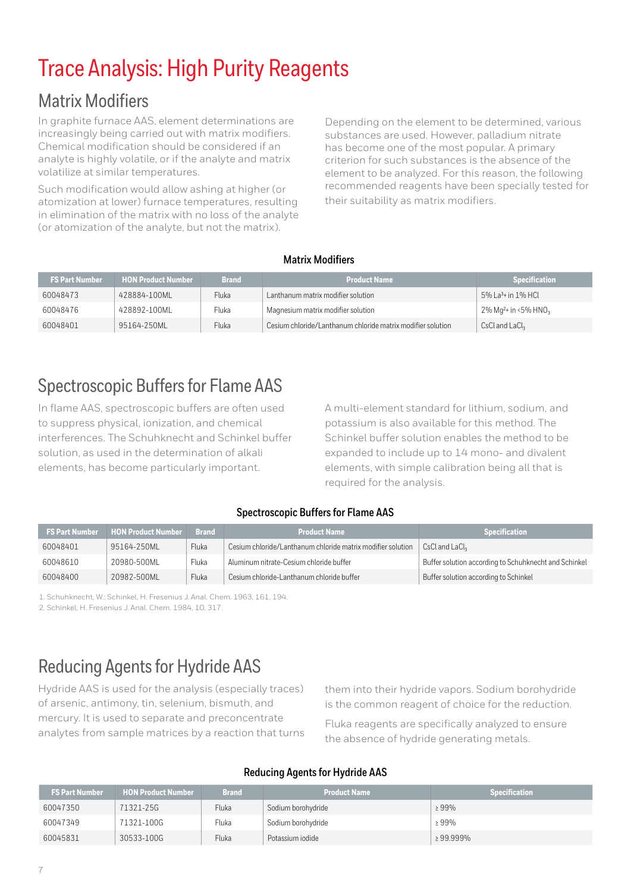# Trace Analysis: High Purity Reagents

## Matrix Modifiers

In graphite furnace AAS, element determinations are increasingly being carried out with matrix modifiers. Chemical modification should be considered if an analyte is highly volatile, or if the analyte and matrix volatilize at similar temperatures.

Such modification would allow ashing at higher (or atomization at lower) furnace temperatures, resulting in elimination of the matrix with no loss of the analyte (or atomization of the analyte, but not the matrix).

Depending on the element to be determined, various substances are used. However, palladium nitrate has become one of the most popular. A primary criterion for such substances is the absence of the element to be analyzed. For this reason, the following recommended reagents have been specially tested for their suitability as matrix modifiers.

**Matrix Modifiers**

| FS Part Number | HON Product Number | Brand | Product Name | Specification |
|---|---|---|---|---|
| 60048473 | 428884-100ML | Fluka | Lanthanum matrix modifier solution | 5% $La^{3+}$ in 1% HCl |
| 60048476 | 428892-100ML | Fluka | Magnesium matrix modifier solution | 2% $Mg^{2+}$ in <5% $HNO_3$ |
| 60048401 | 95164-250ML | Fluka | Cesium chloride/Lanthanum chloride matrix modifier solution | CsCl and $LaCl_3$ |

## Spectroscopic Buffers for Flame AAS

In flame AAS, spectroscopic buffers are often used to suppress physical, ionization, and chemical interferences. The Schuhknecht and Schinkel buffer solution, as used in the determination of alkali elements, has become particularly important.

A multi-element standard for lithium, sodium, and potassium is also available for this method. The Schinkel buffer solution enables the method to be expanded to include up to 14 mono- and divalent elements, with simple calibration being all that is required for the analysis.

**Spectroscopic Buffers for Flame AAS**

| FS Part Number | HON Product Number | Brand | Product Name | Specification |
|---|---|---|---|---|
| 60048401 | 95164-250ML | Fluka | Cesium chloride/Lanthanum chloride matrix modifier solution | CsCl and $LaCl_3$ |
| 60048610 | 20980-500ML | Fluka | Aluminum nitrate-Cesium chloride buffer | Buffer solution according to Schuhknecht and Schinkel |
| 60048400 | 20982-500ML | Fluka | Cesium chloride-Lanthanum chloride buffer | Buffer solution according to Schinkel |

1. Schuhknecht, W.; Schinkel, H. Fresenius J. Anal. Chem. 1963, 161, 194.
2. Schinkel, H. Fresenius J. Anal. Chem. 1984, 10, 317.

## Reducing Agents for Hydride AAS

Hydride AAS is used for the analysis (especially traces) of arsenic, antimony, tin, selenium, bismuth, and mercury. It is used to separate and preconcentrate analytes from sample matrices by a reaction that turns them into their hydride vapors. Sodium borohydride is the common reagent of choice for the reduction.

Fluka reagents are specifically analyzed to ensure the absence of hydride generating metals.

**Reducing Agents for Hydride AAS**

| FS Part Number | HON Product Number | Brand | Product Name | Specification |
|---|---|---|---|---|
| 60047350 | 71321-25G | Fluka | Sodium borohydride | ≥ 99% |
| 60047349 | 71321-100G | Fluka | Sodium borohydride | ≥ 99% |
| 60045831 | 30533-100G | Fluka | Potassium iodide | ≥ 99.999% |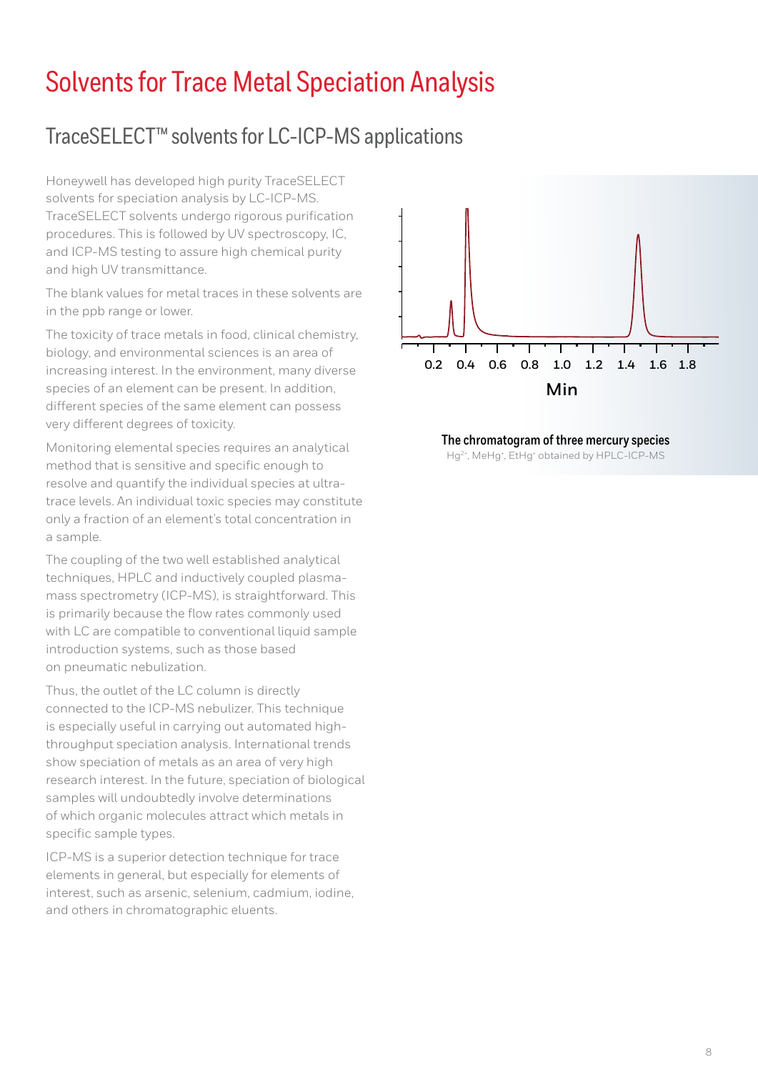# Solvents for Trace Metal Speciation Analysis

## TraceSELECT™ solvents for LC-ICP-MS applications

Honeywell has developed high purity TraceSELECT solvents for speciation analysis by LC-ICP-MS. TraceSELECT solvents undergo rigorous purification procedures. This is followed by UV spectroscopy, IC, and ICP-MS testing to assure high chemical purity and high UV transmittance.

The blank values for metal traces in these solvents are in the ppb range or lower.

The toxicity of trace metals in food, clinical chemistry, biology, and environmental sciences is an area of increasing interest. In the environment, many diverse species of an element can be present. In addition, different species of the same element can possess very different degrees of toxicity.

Monitoring elemental species requires an analytical method that is sensitive and specific enough to resolve and quantify the individual species at ultra-trace levels. An individual toxic species may constitute only a fraction of an element's total concentration in a sample.

The coupling of the two well established analytical techniques, HPLC and inductively coupled plasma-mass spectrometry (ICP-MS), is straightforward. This is primarily because the flow rates commonly used with LC are compatible to conventional liquid sample introduction systems, such as those based on pneumatic nebulization.

Thus, the outlet of the LC column is directly connected to the ICP-MS nebulizer. This technique is especially useful in carrying out automated high-throughput speciation analysis. International trends show speciation of metals as an area of very high research interest. In the future, speciation of biological samples will undoubtedly involve determinations of which organic molecules attract which metals in specific sample types.

ICP-MS is a superior detection technique for trace elements in general, but especially for elements of interest, such as arsenic, selenium, cadmium, iodine, and others in chromatographic eluents.

**The chromatogram of three mercury species**

$Hg^{2+}$, $MeHg^{+}$, $EtHg^{+}$ obtained by HPLC-ICP-MS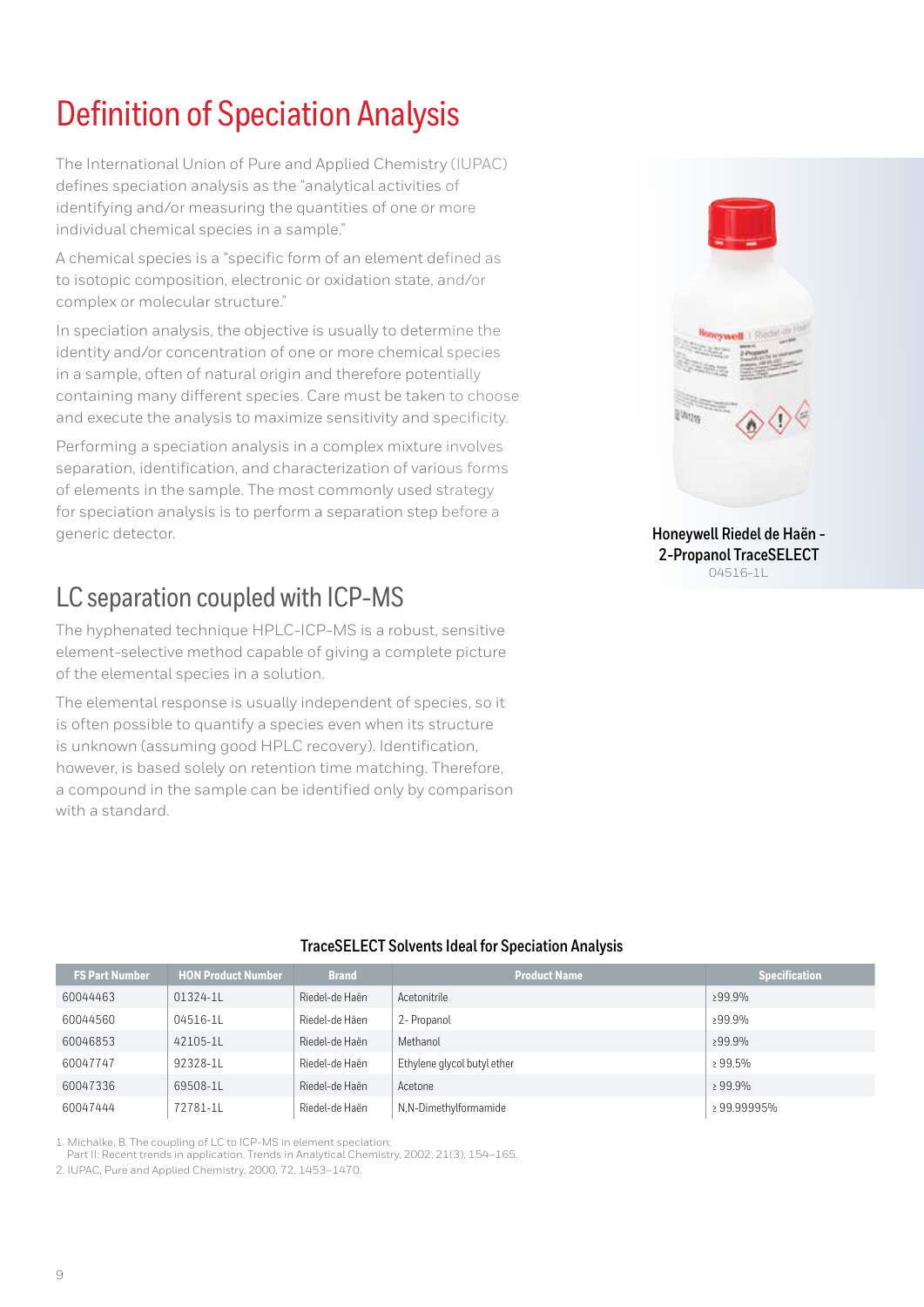# Definition of Speciation Analysis

The International Union of Pure and Applied Chemistry (IUPAC) defines speciation analysis as the "analytical activities of identifying and/or measuring the quantities of one or more individual chemical species in a sample."

A chemical species is a "specific form of an element defined as to isotopic composition, electronic or oxidation state, and/or complex or molecular structure."

In speciation analysis, the objective is usually to determine the identity and/or concentration of one or more chemical species in a sample, often of natural origin and therefore potentially containing many different species. Care must be taken to choose and execute the analysis to maximize sensitivity and specificity.

Performing a speciation analysis in a complex mixture involves separation, identification, and characterization of various forms of elements in the sample. The most commonly used strategy for speciation analysis is to perform a separation step before a generic detector.

**Honeywell Riedel de Haën - 2-Propanol TraceSELECT**
04516-1L

## LC separation coupled with ICP-MS

The hyphenated technique HPLC-ICP-MS is a robust, sensitive element-selective method capable of giving a complete picture of the elemental species in a solution.

The elemental response is usually independent of species, so it is often possible to quantify a species even when its structure is unknown (assuming good HPLC recovery). Identification, however, is based solely on retention time matching. Therefore, a compound in the sample can be identified only by comparison with a standard.

**TraceSELECT Solvents Ideal for Speciation Analysis**

| FS Part Number | HON Product Number | Brand | Product Name | Specification |
|---|---|---|---|---|
| 60044463 | 01324-1L | Riedel-de Haën | Acetonitrile | ≥99.9% |
| 60044560 | 04516-1L | Riedel-de Häen | 2- Propanol | ≥99.9% |
| 60046853 | 42105-1L | Riedel-de Haën | Methanol | ≥99.9% |
| 60047747 | 92328-1L | Riedel-de Haën | Ethylene glycol butyl ether | ≥ 99.5% |
| 60047336 | 69508-1L | Riedel-de Haën | Acetone | ≥ 99.9% |
| 60047444 | 72781-1L | Riedel-de Haën | N,N-Dimethylformamide | ≥ 99.99995% |

1. Michalke, B. The coupling of LC to ICP-MS in element speciation; Part II: Recent trends in application. Trends in Analytical Chemistry, 2002, 21(3), 154–165.
2. IUPAC, Pure and Applied Chemistry, 2000, 72, 1453–1470.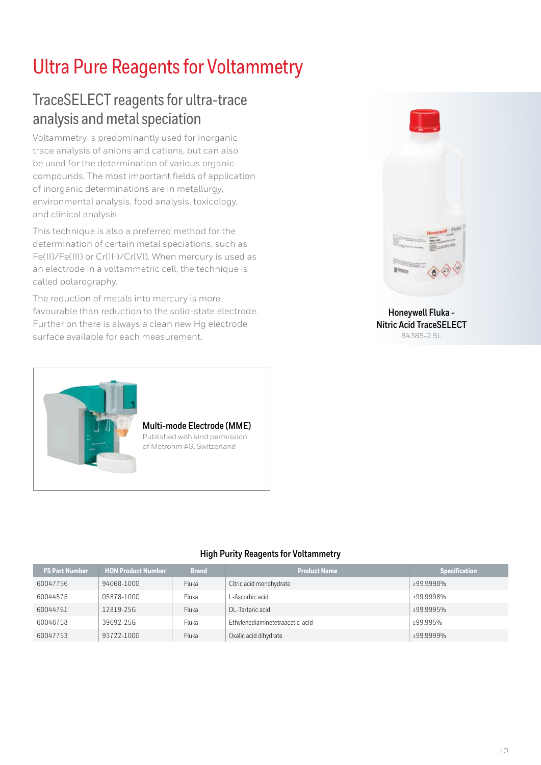# Ultra Pure Reagents for Voltammetry

## TraceSELECT reagents for ultra-trace analysis and metal speciation

Voltammetry is predominantly used for inorganic trace analysis of anions and cations, but can also be used for the determination of various organic compounds. The most important fields of application of inorganic determinations are in metallurgy, environmental analysis, food analysis, toxicology, and clinical analysis.

This technique is also a preferred method for the determination of certain metal speciations, such as Fe(II)/Fe(III) or Cr(III)/Cr(VI). When mercury is used as an electrode in a voltammetric cell, the technique is called polarography.

The reduction of metals into mercury is more favourable than reduction to the solid-state electrode. Further on there is always a clean new Hg electrode surface available for each measurement.

**Honeywell Fluka - Nitric Acid TraceSELECT**
84385-2.5L

**Multi-mode Electrode (MME)**
Published with kind permission of Metrohm AG, Switzerland

### High Purity Reagents for Voltammetry

| FS Part Number | HON Product Number | Brand | Product Name | Specification |
|---|---|---|---|---|
| 60047756 | 94068-100G | Fluka | Citric acid monohydrate | ≥99.9998% |
| 60044575 | 05878-100G | Fluka | L-Ascorbic acid | ≥99.9998% |
| 60044761 | 12819-25G | Fluka | DL-Tartaric acid | ≥99.9995% |
| 60046758 | 39692-25G | Fluka | Ethylenediaminetetraacetic acid | ≥99.995% |
| 60047753 | 93722-100G | Fluka | Oxalic acid dihydrate | ≥99.9999% |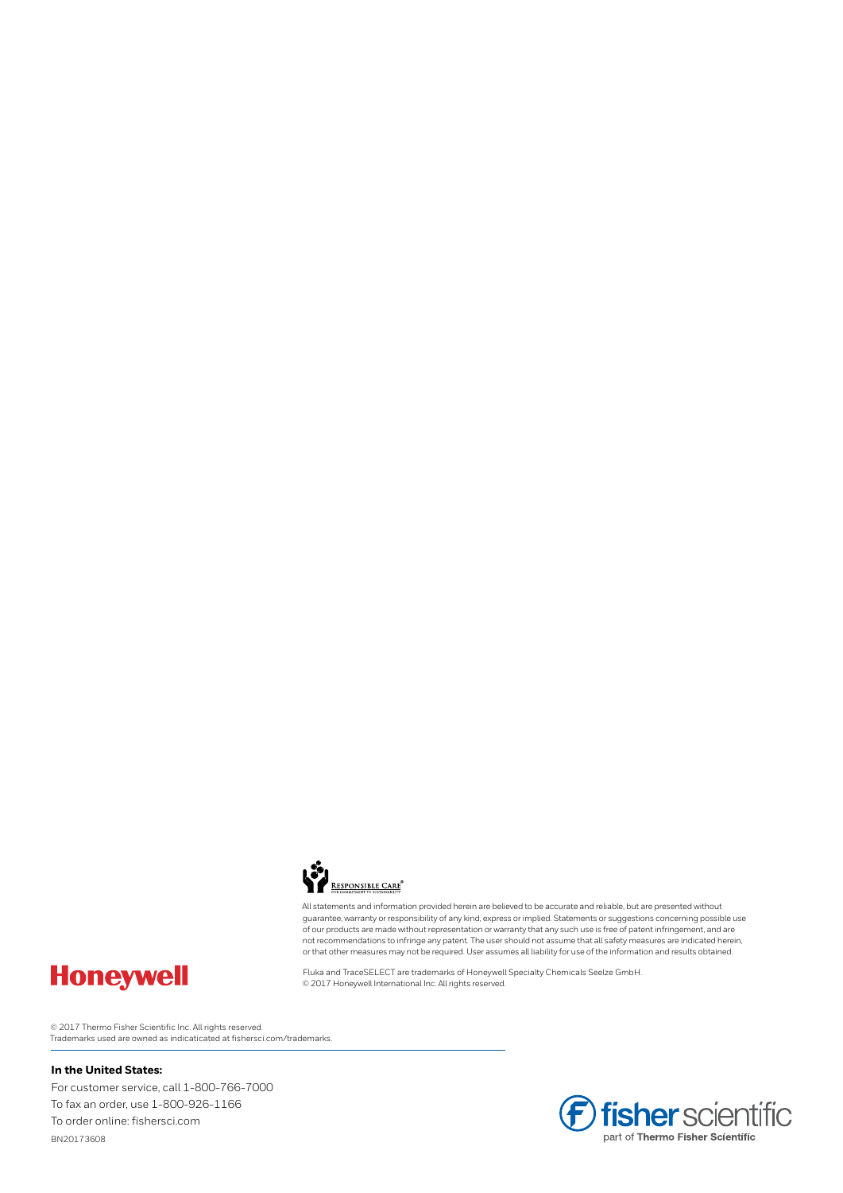RESPONSIBLE CARE®

OUR COMMITMENT TO SUSTAINABILITY

All statements and information provided herein are believed to be accurate and reliable, but are presented without guarantee, warranty or responsibility of any kind, express or implied. Statements or suggestions concerning possible use of our products are made without representation or warranty that any such use is free of patent infringement, and are not recommendations to infringe any patent. The user should not assume that all safety measures are indicated herein, or that other measures may not be required. User assumes all liability for use of the information and results obtained.

Honeywell

Fluka and TraceSELECT are trademarks of Honeywell Specialty Chemicals Seelze GmbH.
© 2017 Honeywell International Inc. All rights reserved.

© 2017 Thermo Fisher Scientific Inc. All rights reserved.
Trademarks used are owned as indicaticated at fishersci.com/trademarks.

**In the United States:**

For customer service, call 1-800-766-7000
To fax an order, use 1-800-926-1166
To order online: fishersci.com

BN20173608

fisher scientific
part of Thermo Fisher Scientific